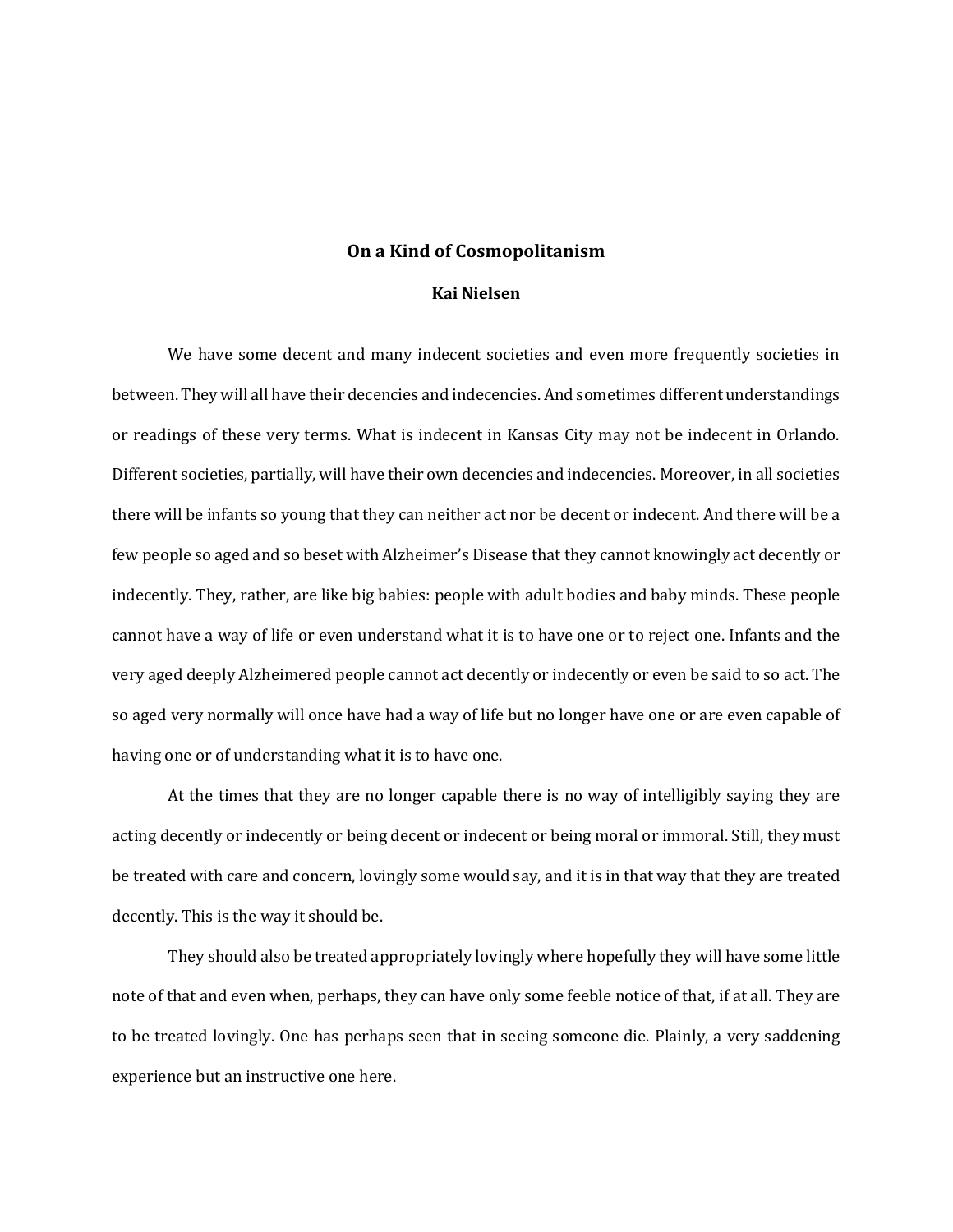# On a Kind of Cosmopolitanism

**Kai Nielsen**

We have some decent and many indecent societies and even more frequently societies in between. They will all have their decencies and indecencies. And sometimes different understandings or readings of these very terms. What is indecent in Kansas City may not be indecent in Orlando. Different societies, partially, will have their own decencies and indecencies. Moreover, in all societies there will be infants so young that they can neither act nor be decent or indecent. And there will be a few people so aged and so beset with Alzheimer's Disease that they cannot knowingly act decently or indecently. They, rather, are like big babies: people with adult bodies and baby minds. These people cannot have a way of life or even understand what it is to have one or to reject one. Infants and the very aged deeply Alzheimered people cannot act decently or indecently or even be said to so act. The so aged very normally will once have had a way of life but no longer have one or are even capable of having one or of understanding what it is to have one.

At the times that they are no longer capable there is no way of intelligibly saying they are acting decently or indecently or being decent or indecent or being moral or immoral. Still, they must be treated with care and concern, lovingly some would say, and it is in that way that they are treated decently. This is the way it should be.

They should also be treated appropriately lovingly where hopefully they will have some little note of that and even when, perhaps, they can have only some feeble notice of that, if at all. They are to be treated lovingly. One has perhaps seen that in seeing someone die. Plainly, a very saddening experience but an instructive one here.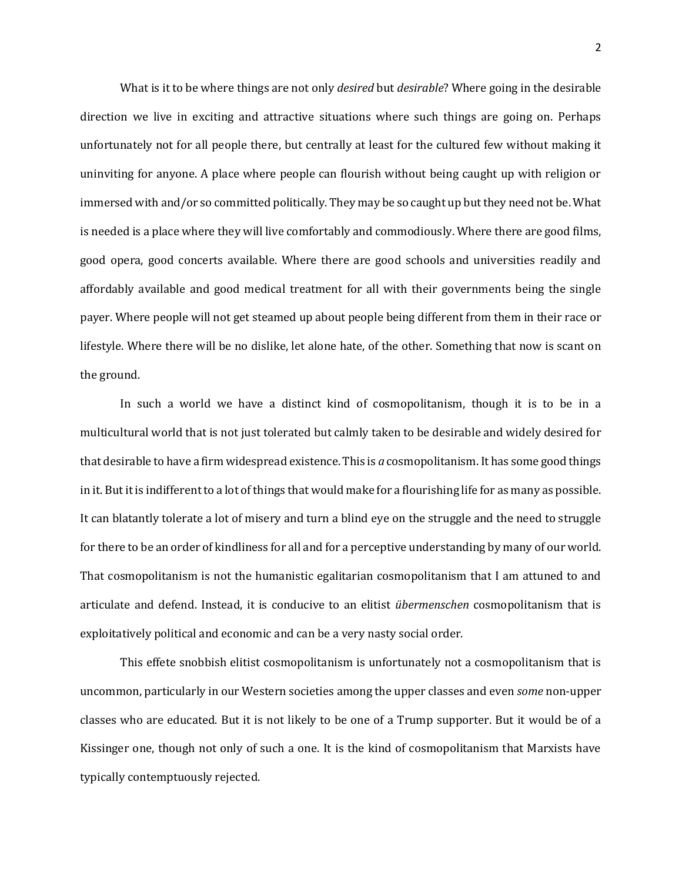What is it to be where things are not only *desired* but *desirable*? Where going in the desirable direction we live in exciting and attractive situations where such things are going on. Perhaps unfortunately not for all people there, but centrally at least for the cultured few without making it uninviting for anyone. A place where people can flourish without being caught up with religion or immersed with and/or so committed politically. They may be so caught up but they need not be. What is needed is a place where they will live comfortably and commodiously. Where there are good films, good opera, good concerts available. Where there are good schools and universities readily and affordably available and good medical treatment for all with their governments being the single payer. Where people will not get steamed up about people being different from them in their race or lifestyle. Where there will be no dislike, let alone hate, of the other. Something that now is scant on the ground.

In such a world we have a distinct kind of cosmopolitanism, though it is to be in a multicultural world that is not just tolerated but calmly taken to be desirable and widely desired for that desirable to have a firm widespread existence. This is *a* cosmopolitanism. It has some good things in it. But it is indifferent to a lot of things that would make for a flourishing life for as many as possible. It can blatantly tolerate a lot of misery and turn a blind eye on the struggle and the need to struggle for there to be an order of kindliness for all and for a perceptive understanding by many of our world. That cosmopolitanism is not the humanistic egalitarian cosmopolitanism that I am attuned to and articulate and defend. Instead, it is conducive to an elitist *übermenschen* cosmopolitanism that is exploitatively political and economic and can be a very nasty social order.

This effete snobbish elitist cosmopolitanism is unfortunately not a cosmopolitanism that is uncommon, particularly in our Western societies among the upper classes and even *some* non-upper classes who are educated. But it is not likely to be one of a Trump supporter. But it would be of a Kissinger one, though not only of such a one. It is the kind of cosmopolitanism that Marxists have typically contemptuously rejected.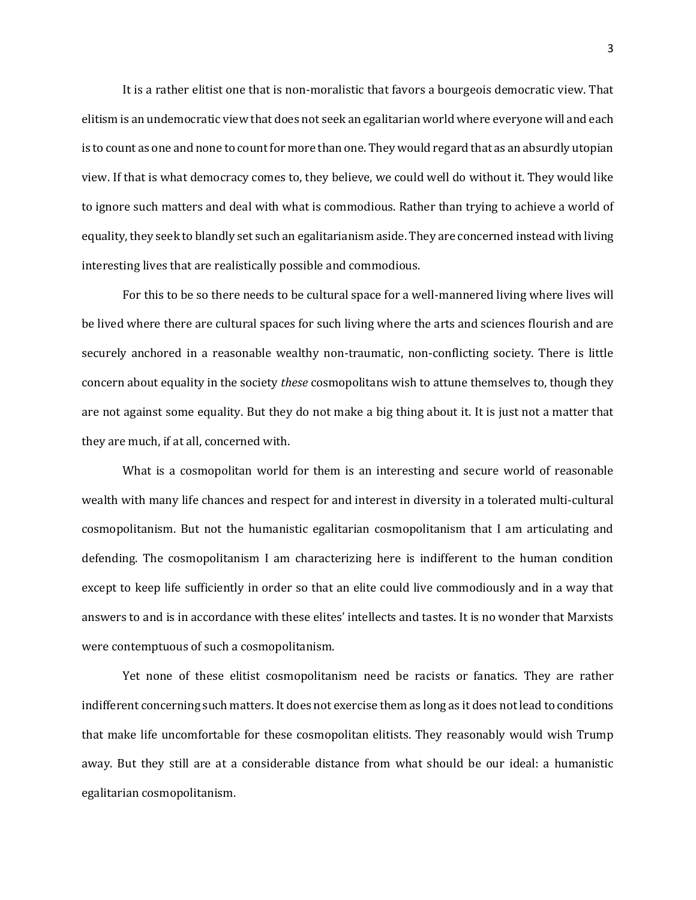It is a rather elitist one that is non-moralistic that favors a bourgeois democratic view. That elitism is an undemocratic view that does not seek an egalitarian world where everyone will and each is to count as one and none to count for more than one. They would regard that as an absurdly utopian view. If that is what democracy comes to, they believe, we could well do without it. They would like to ignore such matters and deal with what is commodious. Rather than trying to achieve a world of equality, they seek to blandly set such an egalitarianism aside. They are concerned instead with living interesting lives that are realistically possible and commodious.

For this to be so there needs to be cultural space for a well-mannered living where lives will be lived where there are cultural spaces for such living where the arts and sciences flourish and are securely anchored in a reasonable wealthy non-traumatic, non-conflicting society. There is little concern about equality in the society *these* cosmopolitans wish to attune themselves to, though they are not against some equality. But they do not make a big thing about it. It is just not a matter that they are much, if at all, concerned with.

What is a cosmopolitan world for them is an interesting and secure world of reasonable wealth with many life chances and respect for and interest in diversity in a tolerated multi-cultural cosmopolitanism. But not the humanistic egalitarian cosmopolitanism that I am articulating and defending. The cosmopolitanism I am characterizing here is indifferent to the human condition except to keep life sufficiently in order so that an elite could live commodiously and in a way that answers to and is in accordance with these elites' intellects and tastes. It is no wonder that Marxists were contemptuous of such a cosmopolitanism.

Yet none of these elitist cosmopolitanism need be racists or fanatics. They are rather indifferent concerning such matters. It does not exercise them as long as it does not lead to conditions that make life uncomfortable for these cosmopolitan elitists. They reasonably would wish Trump away. But they still are at a considerable distance from what should be our ideal: a humanistic egalitarian cosmopolitanism.